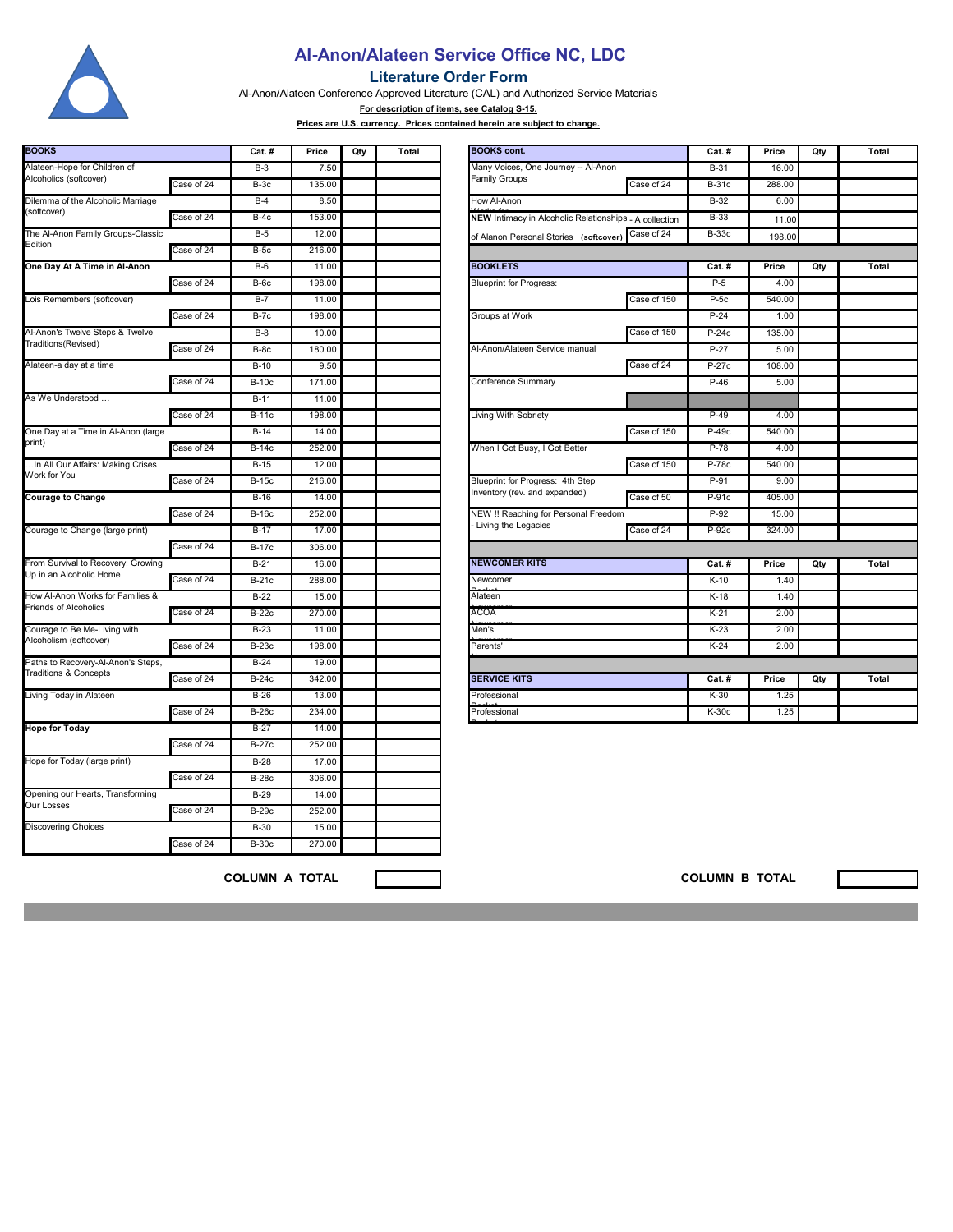# Al-Anon/Alateen Service Office NC, LDC

## Literature Order Form

Al-Anon/Alateen Conference Approved Literature (CAL) and Authorized Service Materials

**For description of items, see Catalog S-15.**

**Prices are U.S. currency. Prices contained herein are subject to change.**

| BOOKS | | Cat. # | Price | Qty | Total |
|---|---|---|---|---|---|
| Alateen-Hope for Children of Alcoholics (softcover) | | B-3 | 7.50 | | |
| | Case of 24 | B-3c | 135.00 | | |
| Dilemma of the Alcoholic Marriage (softcover) | | B-4 | 8.50 | | |
| | Case of 24 | B-4c | 153.00 | | |
| The Al-Anon Family Groups-Classic Edition | | B-5 | 12.00 | | |
| | Case of 24 | B-5c | 216.00 | | |
| **One Day At A Time in Al-Anon** | | B-6 | 11.00 | | |
| | Case of 24 | B-6c | 198.00 | | |
| Lois Remembers (softcover) | | B-7 | 11.00 | | |
| | Case of 24 | B-7c | 198.00 | | |
| Al-Anon's Twelve Steps & Twelve Traditions(Revised) | | B-8 | 10.00 | | |
| | Case of 24 | B-8c | 180.00 | | |
| Alateen-a day at a time | | B-10 | 9.50 | | |
| | Case of 24 | B-10c | 171.00 | | |
| As We Understood … | | B-11 | 11.00 | | |
| | Case of 24 | B-11c | 198.00 | | |
| One Day at a Time in Al-Anon (large print) | | B-14 | 14.00 | | |
| | Case of 24 | B-14c | 252.00 | | |
| …In All Our Affairs: Making Crises Work for You | | B-15 | 12.00 | | |
| | Case of 24 | B-15c | 216.00 | | |
| **Courage to Change** | | B-16 | 14.00 | | |
| | Case of 24 | B-16c | 252.00 | | |
| Courage to Change (large print) | | B-17 | 17.00 | | |
| | Case of 24 | B-17c | 306.00 | | |
| From Survival to Recovery: Growing Up in an Alcoholic Home | | B-21 | 16.00 | | |
| | Case of 24 | B-21c | 288.00 | | |
| How Al-Anon Works for Families & Friends of Alcoholics | | B-22 | 15.00 | | |
| | Case of 24 | B-22c | 270.00 | | |
| Courage to Be Me-Living with Alcoholism (softcover) | | B-23 | 11.00 | | |
| | Case of 24 | B-23c | 198.00 | | |
| Paths to Recovery-Al-Anon's Steps, Traditions & Concepts | | B-24 | 19.00 | | |
| | Case of 24 | B-24c | 342.00 | | |
| Living Today in Alateen | | B-26 | 13.00 | | |
| | Case of 24 | B-26c | 234.00 | | |
| **Hope for Today** | | B-27 | 14.00 | | |
| | Case of 24 | B-27c | 252.00 | | |
| Hope for Today (large print) | | B-28 | 17.00 | | |
| | Case of 24 | B-28c | 306.00 | | |
| Opening our Hearts, Transforming Our Losses | | B-29 | 14.00 | | |
| | Case of 24 | B-29c | 252.00 | | |
| Discovering Choices | | B-30 | 15.00 | | |
| | Case of 24 | B-30c | 270.00 | | |

**COLUMN A TOTAL** ______

| BOOKS cont. | | Cat. # | Price | Qty | Total |
|---|---|---|---|---|---|
| Many Voices, One Journey -- Al-Anon Family Groups | | B-31 | 16.00 | | |
| | Case of 24 | B-31c | 288.00 | | |
| How Al-Anon Works for | | B-32 | 6.00 | | |
| **NEW** Intimacy in Alcoholic Relationships - A collection | | B-33 | 11.00 | | |
| of Alanon Personal Stories (softcover) | Case of 24 | B-33c | 198.00 | | |

| BOOKLETS | | Cat. # | Price | Qty | Total |
|---|---|---|---|---|---|
| Blueprint for Progress: | | P-5 | 4.00 | | |
| | Case of 150 | P-5c | 540.00 | | |
| Groups at Work | | P-24 | 1.00 | | |
| | Case of 150 | P-24c | 135.00 | | |
| Al-Anon/Alateen Service manual | | P-27 | 5.00 | | |
| | Case of 24 | P-27c | 108.00 | | |
| Conference Summary | | P-46 | 5.00 | | |
| | | | | | |
| Living With Sobriety | | P-49 | 4.00 | | |
| | Case of 150 | P-49c | 540.00 | | |
| When I Got Busy, I Got Better | | P-78 | 4.00 | | |
| | Case of 150 | P-78c | 540.00 | | |
| Blueprint for Progress: 4th Step Inventory (rev. and expanded) | | P-91 | 9.00 | | |
| | Case of 50 | P-91c | 405.00 | | |
| NEW !! Reaching for Personal Freedom - Living the Legacies | | P-92 | 15.00 | | |
| | Case of 24 | P-92c | 324.00 | | |

| NEWCOMER KITS | Cat. # | Price | Qty | Total |
|---|---|---|---|---|
| Newcomer Packet | K-10 | 1.40 | | |
| Alateen Newcomer | K-18 | 1.40 | | |
| ACOA Newcomer | K-21 | 2.00 | | |
| Men's Newcomer | K-23 | 2.00 | | |
| Parents' Newcomer | K-24 | 2.00 | | |

| SERVICE KITS | Cat. # | Price | Qty | Total |
|---|---|---|---|---|
| Professional Packet | K-30 | 1.25 | | |
| Professional Packet | K-30c | 1.25 | | |

**COLUMN B TOTAL** ______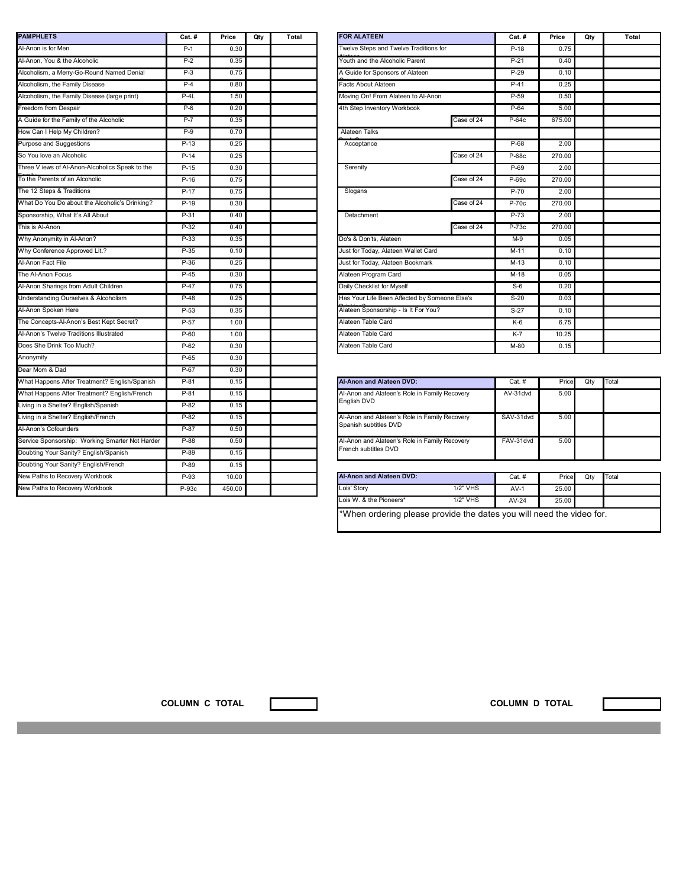| PAMPHLETS | Cat. # | Price | Qty | Total |
|---|---|---|---|---|
| Al-Anon is for Men | P-1 | 0.30 | | |
| Al-Anon, You & the Alcoholic | P-2 | 0.35 | | |
| Alcoholism, a Merry-Go-Round Named Denial | P-3 | 0.75 | | |
| Alcoholism, the Family Disease | P-4 | 0.80 | | |
| Alcoholism, the Family Disease (large print) | P-4L | 1.50 | | |
| Freedom from Despair | P-6 | 0.20 | | |
| A Guide for the Family of the Alcoholic | P-7 | 0.35 | | |
| How Can I Help My Children? | P-9 | 0.70 | | |
| Purpose and Suggestions | P-13 | 0.25 | | |
| So You love an Alcoholic | P-14 | 0.25 | | |
| Three V iews of Al-Anon-Alcoholics Speak to the Family | P-15 | 0.30 | | |
| To the Parents of an Alcoholic | P-16 | 0.75 | | |
| The 12 Steps & Traditions | P-17 | 0.75 | | |
| What Do You Do about the Alcoholic's Drinking? | P-19 | 0.30 | | |
| Sponsorship, What It's All About | P-31 | 0.40 | | |
| This is Al-Anon | P-32 | 0.40 | | |
| Why Anonymity in Al-Anon? | P-33 | 0.35 | | |
| Why Conference Approved Lit.? | P-35 | 0.10 | | |
| Al-Anon Fact File | P-36 | 0.25 | | |
| The Al-Anon Focus | P-45 | 0.30 | | |
| Al-Anon Sharings from Adult Children | P-47 | 0.75 | | |
| Understanding Ourselves & Alcoholism | P-48 | 0.25 | | |
| Al-Anon Spoken Here | P-53 | 0.35 | | |
| The Concepts-Al-Anon's Best Kept Secret? | P-57 | 1.00 | | |
| Al-Anon's Twelve Traditions Illustrated | P-60 | 1.00 | | |
| Does She Drink Too Much? | P-62 | 0.30 | | |
| Anonymity | P-65 | 0.30 | | |
| Dear Mom & Dad | P-67 | 0.30 | | |
| What Happens After Treatment? English/Spanish | P-81 | 0.15 | | |
| What Happens After Treatment? English/French | P-81 | 0.15 | | |
| Living in a Shelter? English/Spanish | P-82 | 0.15 | | |
| Living in a Shelter? English/French | P-82 | 0.15 | | |
| Al-Anon's Cofounders | P-87 | 0.50 | | |
| Service Sponsorship: Working Smarter Not Harder | P-88 | 0.50 | | |
| Doubting Your Sanity? English/Spanish | P-89 | 0.15 | | |
| Doubting Your Sanity? English/French | P-89 | 0.15 | | |
| New Paths to Recovery Workbook | P-93 | 10.00 | | |
| New Paths to Recovery Workbook | P-93c | 450.00 | | |

**COLUMN C TOTAL**

| FOR ALATEEN | | Cat. # | Price | Qty | Total |
|---|---|---|---|---|---|
| Twelve Steps and Twelve Traditions for Alateen | | P-18 | 0.75 | | |
| Youth and the Alcoholic Parent | | P-21 | 0.40 | | |
| A Guide for Sponsors of Alateen Groups | | P-29 | 0.10 | | |
| Facts About Alateen | | P-41 | 0.25 | | |
| Moving On! From Alateen to Al-Anon | | P-59 | 0.50 | | |
| 4th Step Inventory Workbook | | P-64 | 5.00 | | |
| | Case of 24 | P-64c | 675.00 | | |
| Alateen Talks Back On | | | | | |
| Acceptance | | P-68 | 2.00 | | |
| | Case of 24 | P-68c | 270.00 | | |
| Serenity | | P-69 | 2.00 | | |
| | Case of 24 | P-69c | 270.00 | | |
| Slogans | | P-70 | 2.00 | | |
| | Case of 24 | P-70c | 270.00 | | |
| Detachment | | P-73 | 2.00 | | |
| | Case of 24 | P-73c | 270.00 | | |
| Do's & Don'ts, Alateen | | M-9 | 0.05 | | |
| Just for Today, Alateen Wallet Card | | M-11 | 0.10 | | |
| Just for Today, Alateen Bookmark | | M-13 | 0.10 | | |
| Alateen Program Card | | M-18 | 0.05 | | |
| Daily Checklist for Myself | | S-6 | 0.20 | | |
| Has Your Life Been Affected by Someone Else's Drinking? | | S-20 | 0.03 | | |
| Alateen Sponsorship - Is It For You? | | S-27 | 0.10 | | |
| Alateen Table Card | | K-6 | 6.75 | | |
| Alateen Table Card | | K-7 | 10.25 | | |
| Alateen Table Card | | M-80 | 0.15 | | |

| Al-Anon and Alateen DVD: | Cat. # | Price | Qty | Total |
|---|---|---|---|---|
| Al-Anon and Alateen's Role in Family Recovery English DVD | AV-31dvd | 5.00 | | |
| Al-Anon and Alateen's Role in Family Recovery Spanish subtitles DVD | SAV-31dvd | 5.00 | | |
| Al-Anon and Alateen's Role in Family Recovery French subtitles DVD | FAV-31dvd | 5.00 | | |

| Al-Anon and Alateen DVD: | | Cat. # | Price | Qty | Total |
|---|---|---|---|---|---|
| Lois' Story | 1/2" VHS | AV-1 | 25.00 | | |
| Lois W. & the Pioneers* | 1/2" VHS | AV-24 | 25.00 | | |

*When ordering please provide the dates you will need the video for.

**COLUMN D TOTAL**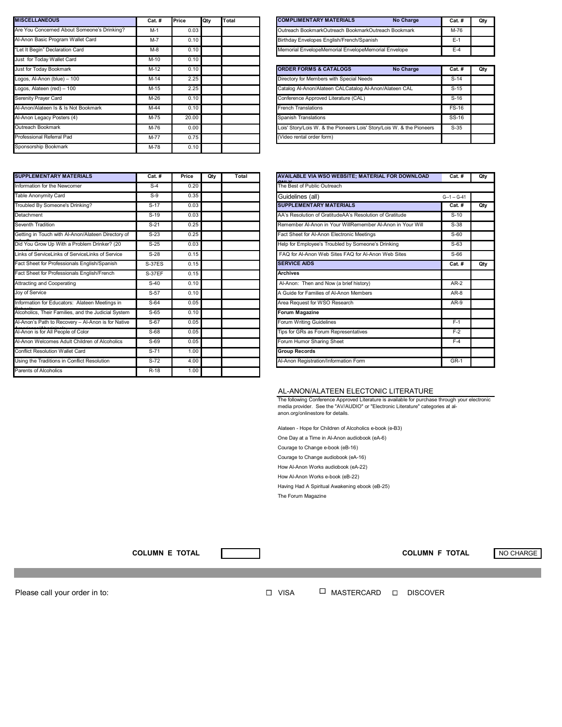| MISCELLANEOUS | Cat. # | Price | Qty | Total |
|---|---|---|---|---|
| Are You Concerned About Someone's Drinking? | M-1 | 0.03 | | |
| Al-Anon Basic Program Wallet Card | M-7 | 0.10 | | |
| "Let It Begin" Declaration Card | M-8 | 0.10 | | |
| Just for Today Wallet Card | M-10 | 0.10 | | |
| Just for Today Bookmark | M-12 | 0.10 | | |
| Logos, Al-Anon (blue) – 100 | M-14 | 2.25 | | |
| Logos, Alateen (red) – 100 | M-15 | 2.25 | | |
| Serenity Prayer Card | M-26 | 0.10 | | |
| Al-Anon/Alateen Is & Is Not Bookmark | M-44 | 0.10 | | |
| Al-Anon Legacy Posters (4) | M-75 | 20.00 | | |
| Outreach Bookmark | M-76 | 0.00 | | |
| Professional Referral Pad | M-77 | 0.75 | | |
| Sponsorship Bookmark | M-78 | 0.10 | | |

| COMPLIMENTARY MATERIALS No Charge | Cat. # | Qty |
|---|---|---|
| Outreach BookmarkOutreach BookmarkOutreach Bookmark | M-76 | |
| Birthday Envelopes English/French/Spanish | E-1 | |
| Memorial EnvelopeMemorial EnvelopeMemorial Envelope | E-4 | |

| ORDER FORMS & CATALOGS No Charge | Cat. # | Qty |
|---|---|---|
| Directory for Members with Special Needs | S-14 | |
| Catalog Al-Anon/Alateen CALCatalog Al-Anon/Alateen CAL | S-15 | |
| Conference Approved Literature (CAL) | S-16 | |
| French Translations | FS-16 | |
| Spanish Translations | SS-16 | |
| Lois' Story/Lois W. & the Pioneers Lois' Story/Lois W. & the Pioneers | S-35 | |
| (Video rental order form) | | |

| SUPPLEMENTARY MATERIALS | Cat. # | Price | Qty | Total |
|---|---|---|---|---|
| Information for the Newcomer | S-4 | 0.20 | | |
| Table Anonymity Card | S-9 | 0.35 | | |
| Troubled By Someone's Drinking? | S-17 | 0.03 | | |
| Detachment | S-19 | 0.03 | | |
| Seventh Tradition | S-21 | 0.25 | | |
| Getting in Touch with Al-Anon/Alateen Directory of | S-23 | 0.25 | | |
| Did You Grow Up With a Problem Drinker? (20 | S-25 | 0.03 | | |
| Links of ServiceLinks of ServiceLinks of Service | S-28 | 0.15 | | |
| Fact Sheet for Professionals English/Spanish | S-37ES | 0.15 | | |
| Fact Sheet for Professionals English/French | S-37EF | 0.15 | | |
| Attracting and Cooperating | S-40 | 0.10 | | |
| Joy of Service | S-57 | 0.10 | | |
| Information for Educators: Alateen Meetings in | S-64 | 0.05 | | |
| Alcoholics, Their Families, and the Judicial System | S-65 | 0.10 | | |
| Al-Anon's Path to Recovery – Al-Anon is for Native | S-67 | 0.05 | | |
| Al-Anon is for All People of Color | S-68 | 0.05 | | |
| Al-Anon Welcomes Adult Children of Alcoholics | S-69 | 0.05 | | |
| Conflict Resolution Wallet Card | S-71 | 1.00 | | |
| Using the Traditions in Conflict Resolution | S-72 | 4.00 | | |
| Parents of Alcoholics | R-18 | 1.00 | | |

| AVAILABLE VIA WSO WEBSITE; MATERIAL FOR DOWNLOAD ONLY | Cat. # | Qty |
|---|---|---|
| The Best of Public Outreach | | |
| Guidelines (all) | G-1 – G-41 | |
| **SUPPLEMENTARY MATERIALS** | **Cat. #** | **Qty** |
| AA's Resolution of GratitudeAA's Resolution of Gratitude | S-10 | |
| Remember Al-Anon in Your WillRemember Al-Anon in Your Will | S-38 | |
| Fact Sheet for Al-Anon Electronic Meetings | S-60 | |
| Help for Employee's Troubled by Someone's Drinking | S-63 | |
| FAQ for Al-Anon Web Sites FAQ for Al-Anon Web Sites | S-66 | |
| **SERVICE AIDS** | **Cat. #** | **Qty** |
| **Archives** | | |
| Al-Anon: Then and Now (a brief history) | AR-2 | |
| A Guide for Families of Al-Anon Members | AR-8 | |
| Area Request for WSO Research | AR-9 | |
| **Forum Magazine** | | |
| Forum Writing Guidelines | F-1 | |
| Tips for GRs as Forum Representatives | F-2 | |
| Forum Humor Sharing Sheet | F-4 | |
| **Group Records** | | |
| Al-Anon Registration/Information Form | GR-1 | |

## AL-ANON/ALATEEN ELECTONIC LITERATURE

The following Conference Approved Literature is available for purchase through your electronic media provider. See the "AV/AUDIO" or "Electronic Literature" categories at al-anon.org/onlinestore for details.

Alateen - Hope for Children of Alcoholics e-book (e-B3)

One Day at a Time in Al-Anon audiobook (eA-6)

Courage to Change e-book (eB-16)

Courage to Change audiobook (eA-16)

How Al-Anon Works audiobook (eA-22)

How Al-Anon Works e-book (eB-22)

Having Had A Spiritual Awakening ebook (eB-25)

The Forum Magazine

**COLUMN E TOTAL** [ ]

**COLUMN F TOTAL** NO CHARGE

Please call your order in to:

☐ VISA ☐ MASTERCARD ☐ DISCOVER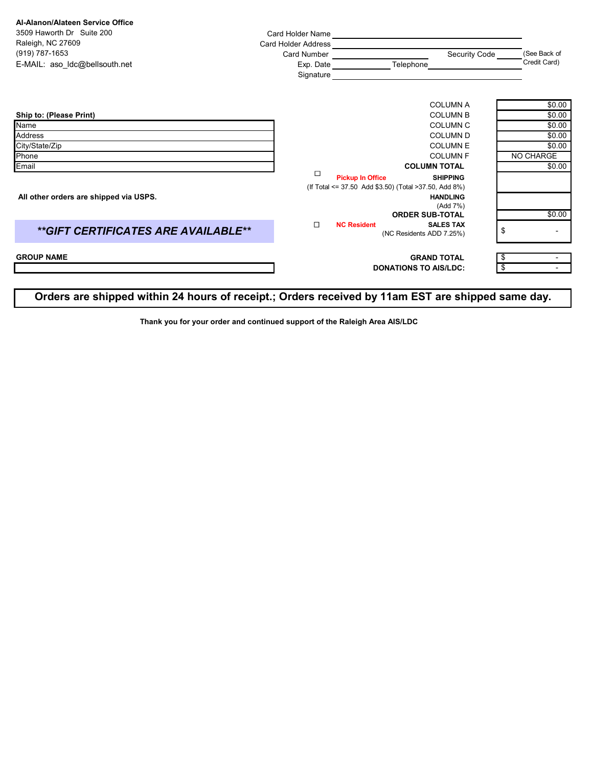**Al-Alanon/Alateen Service Office**
3509 Haworth Dr Suite 200
Raleigh, NC 27609
(919) 787-1653
E-MAIL: aso_ldc@bellsouth.net

Card Holder Name ______________________
Card Holder Address ______________________
Card Number ______________ Security Code ______ (See Back of Credit Card)
Exp. Date __________ Telephone __________
Signature ______________________

**Ship to: (Please Print)**

| |
|---|
| Name |
| Address |
| City/State/Zip |
| Phone |
| Email |

| | | |
|---|---|---|
| | COLUMN A | $0.00 |
| | COLUMN B | $0.00 |
| | COLUMN C | $0.00 |
| | COLUMN D | $0.00 |
| | COLUMN E | $0.00 |
| | COLUMN F | NO CHARGE |
| | **COLUMN TOTAL** | $0.00 |
| ☐ **Pickup In Office** | **SHIPPING** (If Total <= 37.50 Add $3.50) (Total >37.50, Add 8%) | |
| | **HANDLING** (Add 7%) | |
| | **ORDER SUB-TOTAL** | $0.00 |
| ☐ **NC Resident** | **SALES TAX** (NC Residents ADD 7.25%) | $ - |
| | **GRAND TOTAL** | $ - |
| | **DONATIONS TO AIS/LDC:** | $ - |

**All other orders are shipped via USPS.**

***\*\*GIFT CERTIFICATES ARE AVAILABLE\*\****

**GROUP NAME**

**Orders are shipped within 24 hours of receipt.; Orders received by 11am EST are shipped same day.**

**Thank you for your order and continued support of the Raleigh Area AIS/LDC**